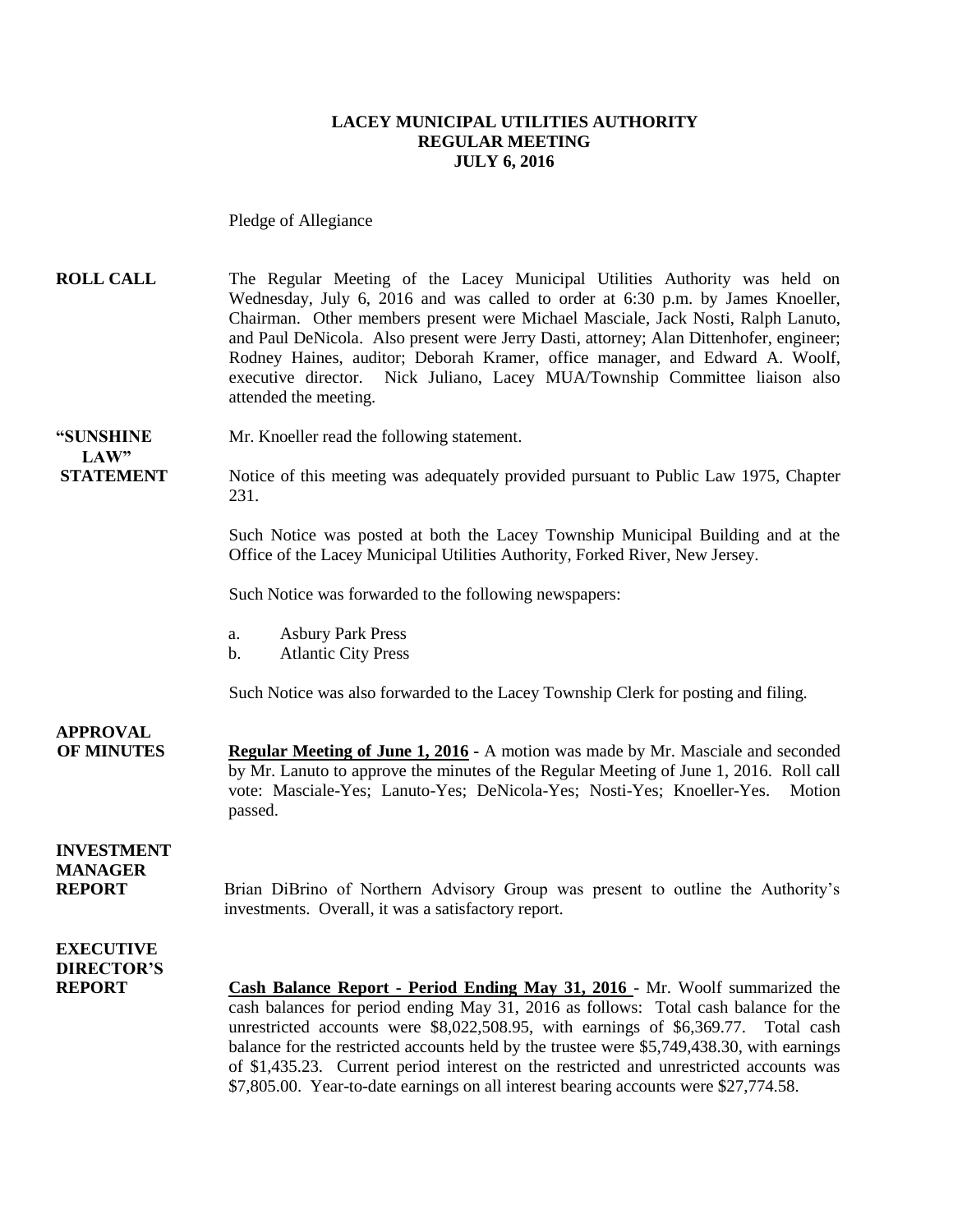# LACEY MUNICIPAL UTILITIES AUTHORITY
## REGULAR MEETING
### JULY 6, 2016

Pledge of Allegiance

**ROLL CALL** The Regular Meeting of the Lacey Municipal Utilities Authority was held on Wednesday, July 6, 2016 and was called to order at 6:30 p.m. by James Knoeller, Chairman. Other members present were Michael Masciale, Jack Nosti, Ralph Lanuto, and Paul DeNicola. Also present were Jerry Dasti, attorney; Alan Dittenhofer, engineer; Rodney Haines, auditor; Deborah Kramer, office manager, and Edward A. Woolf, executive director. Nick Juliano, Lacey MUA/Township Committee liaison also attended the meeting.

**"SUNSHINE LAW" STATEMENT** Mr. Knoeller read the following statement.

Notice of this meeting was adequately provided pursuant to Public Law 1975, Chapter 231.

Such Notice was posted at both the Lacey Township Municipal Building and at the Office of the Lacey Municipal Utilities Authority, Forked River, New Jersey.

Such Notice was forwarded to the following newspapers:

a. Asbury Park Press
b. Atlantic City Press

Such Notice was also forwarded to the Lacey Township Clerk for posting and filing.

**APPROVAL OF MINUTES** **Regular Meeting of June 1, 2016 -** A motion was made by Mr. Masciale and seconded by Mr. Lanuto to approve the minutes of the Regular Meeting of June 1, 2016. Roll call vote: Masciale-Yes; Lanuto-Yes; DeNicola-Yes; Nosti-Yes; Knoeller-Yes. Motion passed.

**INVESTMENT MANAGER REPORT** Brian DiBrino of Northern Advisory Group was present to outline the Authority's investments. Overall, it was a satisfactory report.

**EXECUTIVE DIRECTOR'S REPORT** **Cash Balance Report - Period Ending May 31, 2016** - Mr. Woolf summarized the cash balances for period ending May 31, 2016 as follows: Total cash balance for the unrestricted accounts were $8,022,508.95, with earnings of $6,369.77. Total cash balance for the restricted accounts held by the trustee were $5,749,438.30, with earnings of $1,435.23. Current period interest on the restricted and unrestricted accounts was $7,805.00. Year-to-date earnings on all interest bearing accounts were $27,774.58.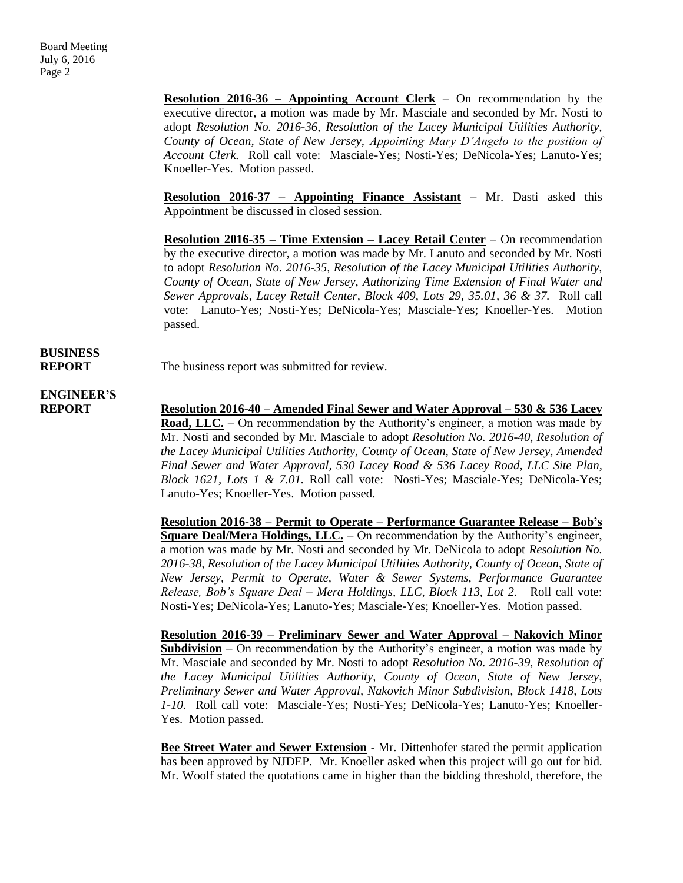**Resolution 2016-36 – Appointing Account Clerk** – On recommendation by the executive director, a motion was made by Mr. Masciale and seconded by Mr. Nosti to adopt *Resolution No. 2016-36, Resolution of the Lacey Municipal Utilities Authority, County of Ocean, State of New Jersey, Appointing Mary D'Angelo to the position of Account Clerk.* Roll call vote: Masciale-Yes; Nosti-Yes; DeNicola-Yes; Lanuto-Yes; Knoeller-Yes. Motion passed.

**Resolution 2016-37 – Appointing Finance Assistant** – Mr. Dasti asked this Appointment be discussed in closed session.

**Resolution 2016-35 – Time Extension – Lacey Retail Center** – On recommendation by the executive director, a motion was made by Mr. Lanuto and seconded by Mr. Nosti to adopt *Resolution No. 2016-35, Resolution of the Lacey Municipal Utilities Authority, County of Ocean, State of New Jersey, Authorizing Time Extension of Final Water and Sewer Approvals, Lacey Retail Center, Block 409, Lots 29, 35.01, 36 & 37.* Roll call vote: Lanuto-Yes; Nosti-Yes; DeNicola-Yes; Masciale-Yes; Knoeller-Yes. Motion passed.

**BUSINESS REPORT**

The business report was submitted for review.

**ENGINEER'S REPORT**

**Resolution 2016-40 – Amended Final Sewer and Water Approval – 530 & 536 Lacey Road, LLC.** – On recommendation by the Authority's engineer, a motion was made by Mr. Nosti and seconded by Mr. Masciale to adopt *Resolution No. 2016-40, Resolution of the Lacey Municipal Utilities Authority, County of Ocean, State of New Jersey, Amended Final Sewer and Water Approval, 530 Lacey Road & 536 Lacey Road, LLC Site Plan, Block 1621, Lots 1 & 7.01.* Roll call vote: Nosti-Yes; Masciale-Yes; DeNicola-Yes; Lanuto-Yes; Knoeller-Yes. Motion passed.

**Resolution 2016-38 – Permit to Operate – Performance Guarantee Release – Bob's Square Deal/Mera Holdings, LLC.** – On recommendation by the Authority's engineer, a motion was made by Mr. Nosti and seconded by Mr. DeNicola to adopt *Resolution No. 2016-38, Resolution of the Lacey Municipal Utilities Authority, County of Ocean, State of New Jersey, Permit to Operate, Water & Sewer Systems, Performance Guarantee Release, Bob's Square Deal – Mera Holdings, LLC, Block 113, Lot 2.* Roll call vote: Nosti-Yes; DeNicola-Yes; Lanuto-Yes; Masciale-Yes; Knoeller-Yes. Motion passed.

**Resolution 2016-39 – Preliminary Sewer and Water Approval – Nakovich Minor Subdivision** – On recommendation by the Authority's engineer, a motion was made by Mr. Masciale and seconded by Mr. Nosti to adopt *Resolution No. 2016-39, Resolution of the Lacey Municipal Utilities Authority, County of Ocean, State of New Jersey, Preliminary Sewer and Water Approval, Nakovich Minor Subdivision, Block 1418, Lots 1-10.* Roll call vote: Masciale-Yes; Nosti-Yes; DeNicola-Yes; Lanuto-Yes; Knoeller-Yes. Motion passed.

**Bee Street Water and Sewer Extension** - Mr. Dittenhofer stated the permit application has been approved by NJDEP. Mr. Knoeller asked when this project will go out for bid. Mr. Woolf stated the quotations came in higher than the bidding threshold, therefore, the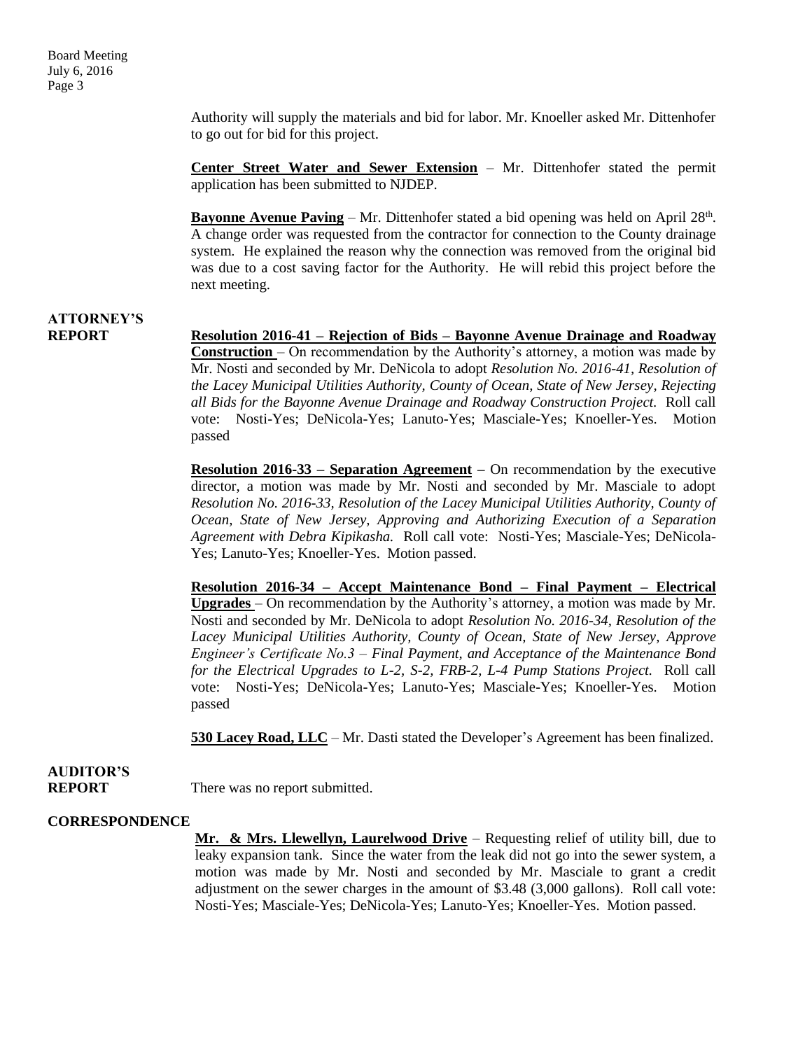Authority will supply the materials and bid for labor. Mr. Knoeller asked Mr. Dittenhofer to go out for bid for this project.

**Center Street Water and Sewer Extension** – Mr. Dittenhofer stated the permit application has been submitted to NJDEP.

**Bayonne Avenue Paving** – Mr. Dittenhofer stated a bid opening was held on April 28th. A change order was requested from the contractor for connection to the County drainage system. He explained the reason why the connection was removed from the original bid was due to a cost saving factor for the Authority. He will rebid this project before the next meeting.

**ATTORNEY'S REPORT**

**Resolution 2016-41 – Rejection of Bids – Bayonne Avenue Drainage and Roadway Construction** – On recommendation by the Authority's attorney, a motion was made by Mr. Nosti and seconded by Mr. DeNicola to adopt *Resolution No. 2016-41, Resolution of the Lacey Municipal Utilities Authority, County of Ocean, State of New Jersey, Rejecting all Bids for the Bayonne Avenue Drainage and Roadway Construction Project.* Roll call vote: Nosti-Yes; DeNicola-Yes; Lanuto-Yes; Masciale-Yes; Knoeller-Yes. Motion passed

**Resolution 2016-33 – Separation Agreement –** On recommendation by the executive director, a motion was made by Mr. Nosti and seconded by Mr. Masciale to adopt *Resolution No. 2016-33, Resolution of the Lacey Municipal Utilities Authority, County of Ocean, State of New Jersey, Approving and Authorizing Execution of a Separation Agreement with Debra Kipikasha.* Roll call vote: Nosti-Yes; Masciale-Yes; DeNicola-Yes; Lanuto-Yes; Knoeller-Yes. Motion passed.

**Resolution 2016-34 – Accept Maintenance Bond – Final Payment – Electrical Upgrades** – On recommendation by the Authority's attorney, a motion was made by Mr. Nosti and seconded by Mr. DeNicola to adopt *Resolution No. 2016-34, Resolution of the Lacey Municipal Utilities Authority, County of Ocean, State of New Jersey, Approve Engineer's Certificate No.3 – Final Payment, and Acceptance of the Maintenance Bond for the Electrical Upgrades to L-2, S-2, FRB-2, L-4 Pump Stations Project.* Roll call vote: Nosti-Yes; DeNicola-Yes; Lanuto-Yes; Masciale-Yes; Knoeller-Yes. Motion passed

**530 Lacey Road, LLC** – Mr. Dasti stated the Developer's Agreement has been finalized.

**AUDITOR'S REPORT**

There was no report submitted.

**CORRESPONDENCE**

**Mr. & Mrs. Llewellyn, Laurelwood Drive** – Requesting relief of utility bill, due to leaky expansion tank. Since the water from the leak did not go into the sewer system, a motion was made by Mr. Nosti and seconded by Mr. Masciale to grant a credit adjustment on the sewer charges in the amount of $3.48 (3,000 gallons). Roll call vote: Nosti-Yes; Masciale-Yes; DeNicola-Yes; Lanuto-Yes; Knoeller-Yes. Motion passed.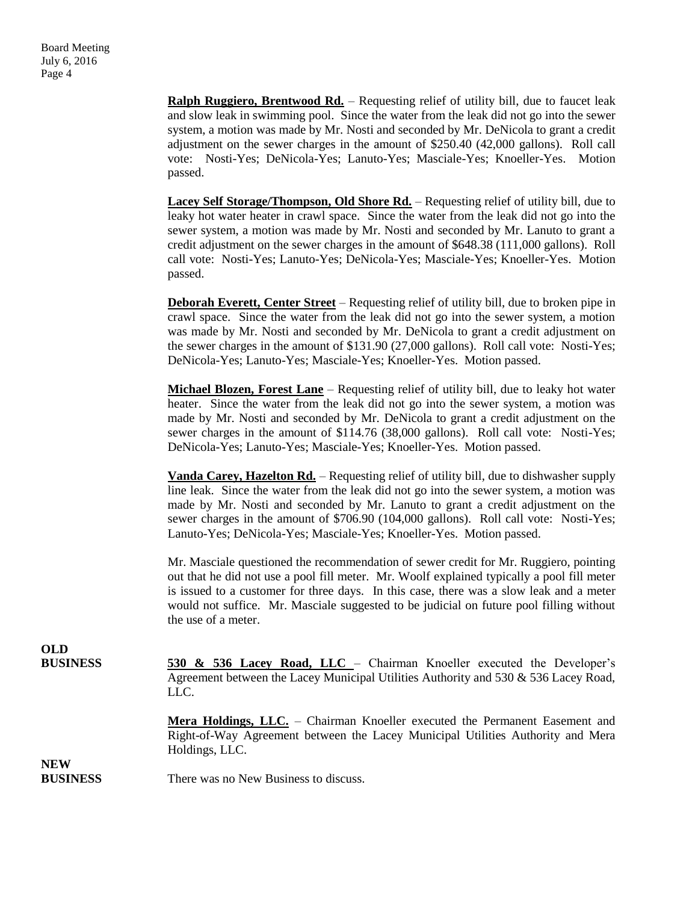**Ralph Ruggiero, Brentwood Rd.** – Requesting relief of utility bill, due to faucet leak and slow leak in swimming pool. Since the water from the leak did not go into the sewer system, a motion was made by Mr. Nosti and seconded by Mr. DeNicola to grant a credit adjustment on the sewer charges in the amount of $250.40 (42,000 gallons). Roll call vote: Nosti-Yes; DeNicola-Yes; Lanuto-Yes; Masciale-Yes; Knoeller-Yes. Motion passed.

**Lacey Self Storage/Thompson, Old Shore Rd.** – Requesting relief of utility bill, due to leaky hot water heater in crawl space. Since the water from the leak did not go into the sewer system, a motion was made by Mr. Nosti and seconded by Mr. Lanuto to grant a credit adjustment on the sewer charges in the amount of $648.38 (111,000 gallons). Roll call vote: Nosti-Yes; Lanuto-Yes; DeNicola-Yes; Masciale-Yes; Knoeller-Yes. Motion passed.

**Deborah Everett, Center Street** – Requesting relief of utility bill, due to broken pipe in crawl space. Since the water from the leak did not go into the sewer system, a motion was made by Mr. Nosti and seconded by Mr. DeNicola to grant a credit adjustment on the sewer charges in the amount of $131.90 (27,000 gallons). Roll call vote: Nosti-Yes; DeNicola-Yes; Lanuto-Yes; Masciale-Yes; Knoeller-Yes. Motion passed.

**Michael Blozen, Forest Lane** – Requesting relief of utility bill, due to leaky hot water heater. Since the water from the leak did not go into the sewer system, a motion was made by Mr. Nosti and seconded by Mr. DeNicola to grant a credit adjustment on the sewer charges in the amount of $114.76 (38,000 gallons). Roll call vote: Nosti-Yes; DeNicola-Yes; Lanuto-Yes; Masciale-Yes; Knoeller-Yes. Motion passed.

**Vanda Carey, Hazelton Rd.** – Requesting relief of utility bill, due to dishwasher supply line leak. Since the water from the leak did not go into the sewer system, a motion was made by Mr. Nosti and seconded by Mr. Lanuto to grant a credit adjustment on the sewer charges in the amount of $706.90 (104,000 gallons). Roll call vote: Nosti-Yes; Lanuto-Yes; DeNicola-Yes; Masciale-Yes; Knoeller-Yes. Motion passed.

Mr. Masciale questioned the recommendation of sewer credit for Mr. Ruggiero, pointing out that he did not use a pool fill meter. Mr. Woolf explained typically a pool fill meter is issued to a customer for three days. In this case, there was a slow leak and a meter would not suffice. Mr. Masciale suggested to be judicial on future pool filling without the use of a meter.

**OLD BUSINESS**

**530 & 536 Lacey Road, LLC** – Chairman Knoeller executed the Developer's Agreement between the Lacey Municipal Utilities Authority and 530 & 536 Lacey Road, LLC.

**Mera Holdings, LLC.** – Chairman Knoeller executed the Permanent Easement and Right-of-Way Agreement between the Lacey Municipal Utilities Authority and Mera Holdings, LLC.

**NEW BUSINESS**

There was no New Business to discuss.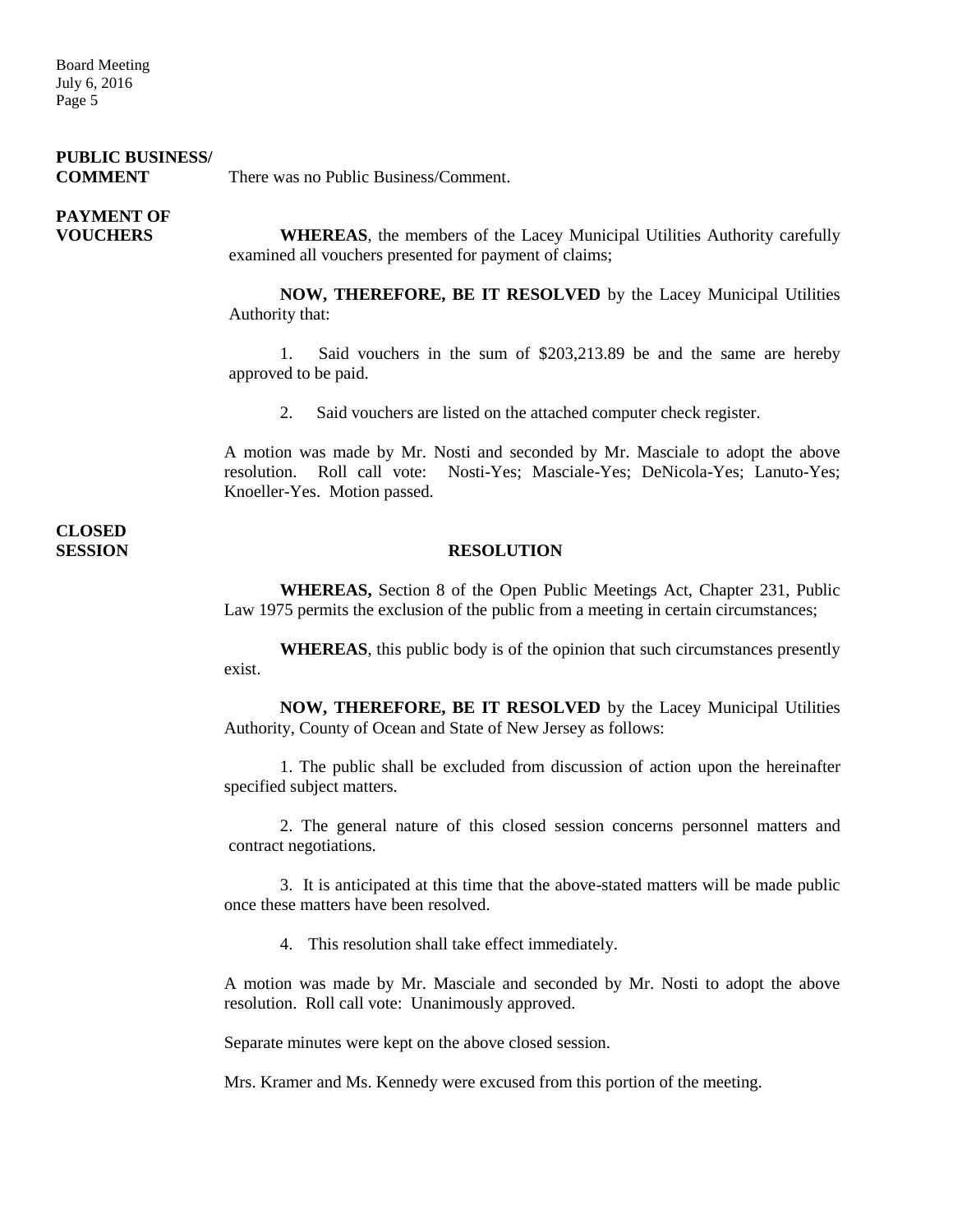**PUBLIC BUSINESS/ COMMENT**

There was no Public Business/Comment.

**PAYMENT OF VOUCHERS**

**WHEREAS**, the members of the Lacey Municipal Utilities Authority carefully examined all vouchers presented for payment of claims;

**NOW, THEREFORE, BE IT RESOLVED** by the Lacey Municipal Utilities Authority that:

1. Said vouchers in the sum of $203,213.89 be and the same are hereby approved to be paid.

2. Said vouchers are listed on the attached computer check register.

A motion was made by Mr. Nosti and seconded by Mr. Masciale to adopt the above resolution. Roll call vote: Nosti-Yes; Masciale-Yes; DeNicola-Yes; Lanuto-Yes; Knoeller-Yes. Motion passed.

**CLOSED SESSION**

**RESOLUTION**

**WHEREAS,** Section 8 of the Open Public Meetings Act, Chapter 231, Public Law 1975 permits the exclusion of the public from a meeting in certain circumstances;

**WHEREAS**, this public body is of the opinion that such circumstances presently exist.

**NOW, THEREFORE, BE IT RESOLVED** by the Lacey Municipal Utilities Authority, County of Ocean and State of New Jersey as follows:

1. The public shall be excluded from discussion of action upon the hereinafter specified subject matters.

2. The general nature of this closed session concerns personnel matters and contract negotiations.

3. It is anticipated at this time that the above-stated matters will be made public once these matters have been resolved.

4. This resolution shall take effect immediately.

A motion was made by Mr. Masciale and seconded by Mr. Nosti to adopt the above resolution. Roll call vote: Unanimously approved.

Separate minutes were kept on the above closed session.

Mrs. Kramer and Ms. Kennedy were excused from this portion of the meeting.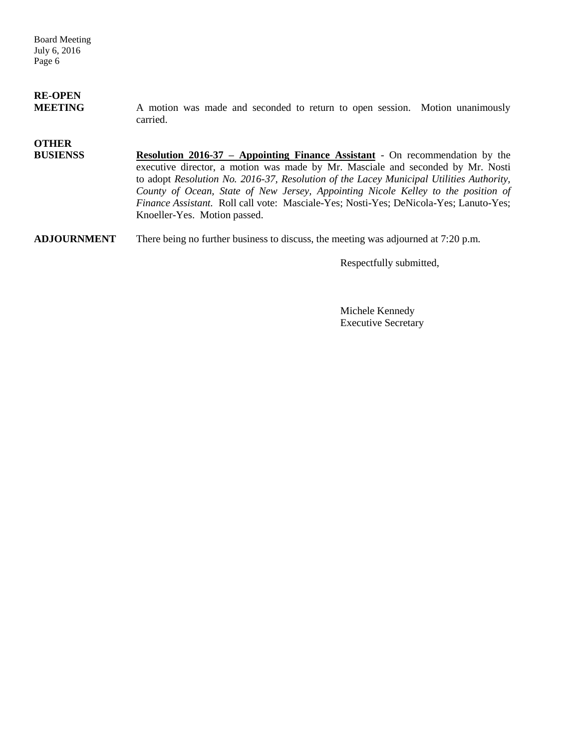**RE-OPEN MEETING**

A motion was made and seconded to return to open session. Motion unanimously carried.

**OTHER BUSIENSS**

**Resolution 2016-37 – Appointing Finance Assistant** - On recommendation by the executive director, a motion was made by Mr. Masciale and seconded by Mr. Nosti to adopt *Resolution No. 2016-37, Resolution of the Lacey Municipal Utilities Authority, County of Ocean, State of New Jersey, Appointing Nicole Kelley to the position of Finance Assistant.* Roll call vote: Masciale-Yes; Nosti-Yes; DeNicola-Yes; Lanuto-Yes; Knoeller-Yes. Motion passed.

**ADJOURNMENT**

There being no further business to discuss, the meeting was adjourned at 7:20 p.m.

Respectfully submitted,

Michele Kennedy
Executive Secretary